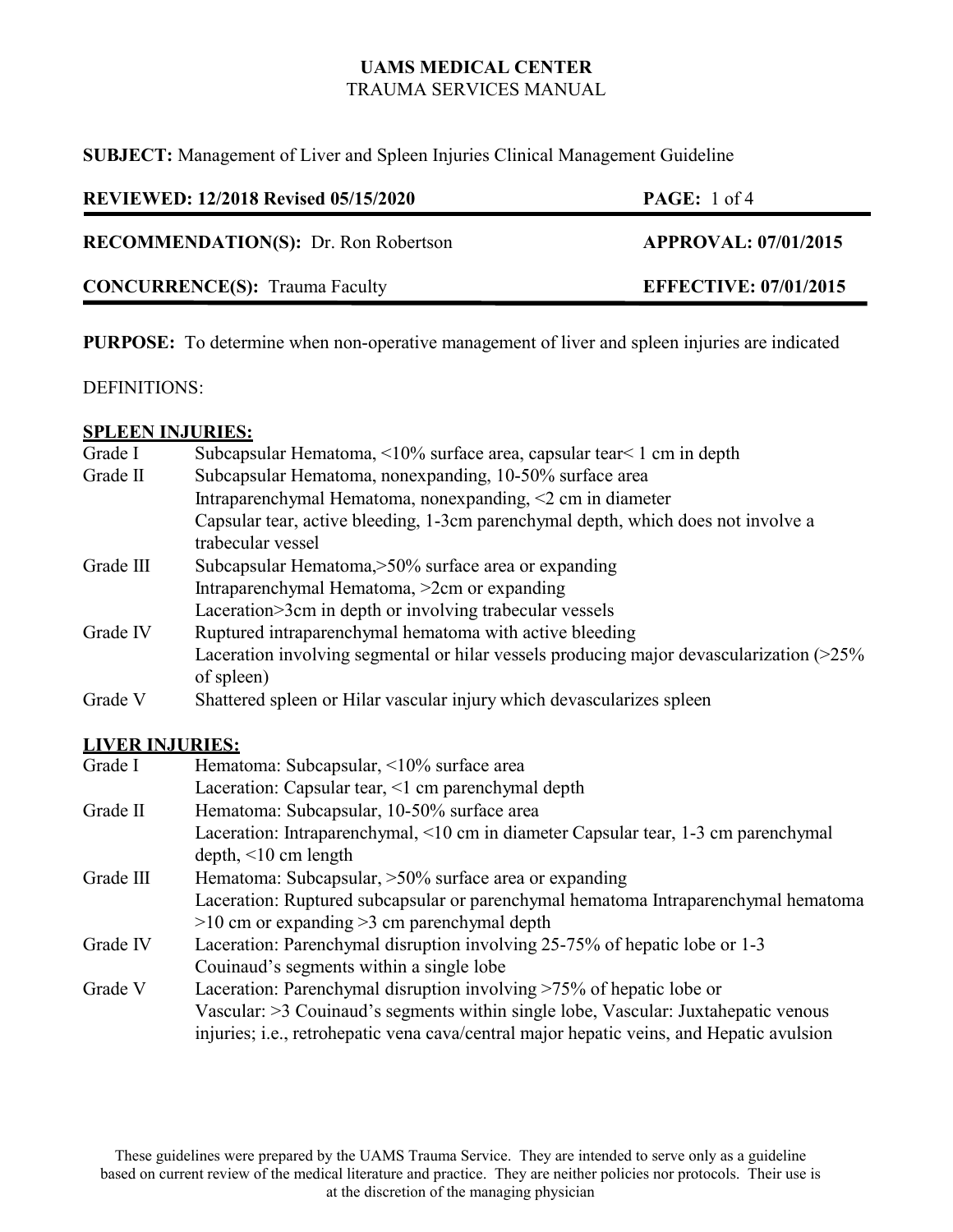**UAMS MEDICAL CENTER**
TRAUMA SERVICES MANUAL

**SUBJECT:** Management of Liver and Spleen Injuries Clinical Management Guideline

| **REVIEWED: 12/2018 Revised 05/15/2020** | **PAGE:** 1 of 4 |
|---|---|
| **RECOMMENDATION(S):** Dr. Ron Robertson | **APPROVAL: 07/01/2015** |
| **CONCURRENCE(S):** Trauma Faculty | **EFFECTIVE: 07/01/2015** |

**PURPOSE:** To determine when non-operative management of liver and spleen injuries are indicated

DEFINITIONS:

**SPLEEN INJURIES:**

| | |
|---|---|
| Grade I | Subcapsular Hematoma, <10% surface area, capsular tear< 1 cm in depth |
| Grade II | Subcapsular Hematoma, nonexpanding, 10-50% surface area<br>Intraparenchymal Hematoma, nonexpanding, <2 cm in diameter<br>Capsular tear, active bleeding, 1-3cm parenchymal depth, which does not involve a trabecular vessel |
| Grade III | Subcapsular Hematoma,>50% surface area or expanding<br>Intraparenchymal Hematoma, >2cm or expanding<br>Laceration>3cm in depth or involving trabecular vessels |
| Grade IV | Ruptured intraparenchymal hematoma with active bleeding<br>Laceration involving segmental or hilar vessels producing major devascularization (>25% of spleen) |
| Grade V | Shattered spleen or Hilar vascular injury which devascularizes spleen |

**LIVER INJURIES:**

| | |
|---|---|
| Grade I | Hematoma: Subcapsular, <10% surface area<br>Laceration: Capsular tear, <1 cm parenchymal depth |
| Grade II | Hematoma: Subcapsular, 10-50% surface area<br>Laceration: Intraparenchymal, <10 cm in diameter Capsular tear, 1-3 cm parenchymal depth, <10 cm length |
| Grade III | Hematoma: Subcapsular, >50% surface area or expanding<br>Laceration: Ruptured subcapsular or parenchymal hematoma Intraparenchymal hematoma >10 cm or expanding >3 cm parenchymal depth |
| Grade IV | Laceration: Parenchymal disruption involving 25-75% of hepatic lobe or 1-3 Couinaud's segments within a single lobe |
| Grade V | Laceration: Parenchymal disruption involving >75% of hepatic lobe or<br>Vascular: >3 Couinaud's segments within single lobe, Vascular: Juxtahepatic venous injuries; i.e., retrohepatic vena cava/central major hepatic veins, and Hepatic avulsion |

These guidelines were prepared by the UAMS Trauma Service. They are intended to serve only as a guideline based on current review of the medical literature and practice. They are neither policies nor protocols. Their use is at the discretion of the managing physician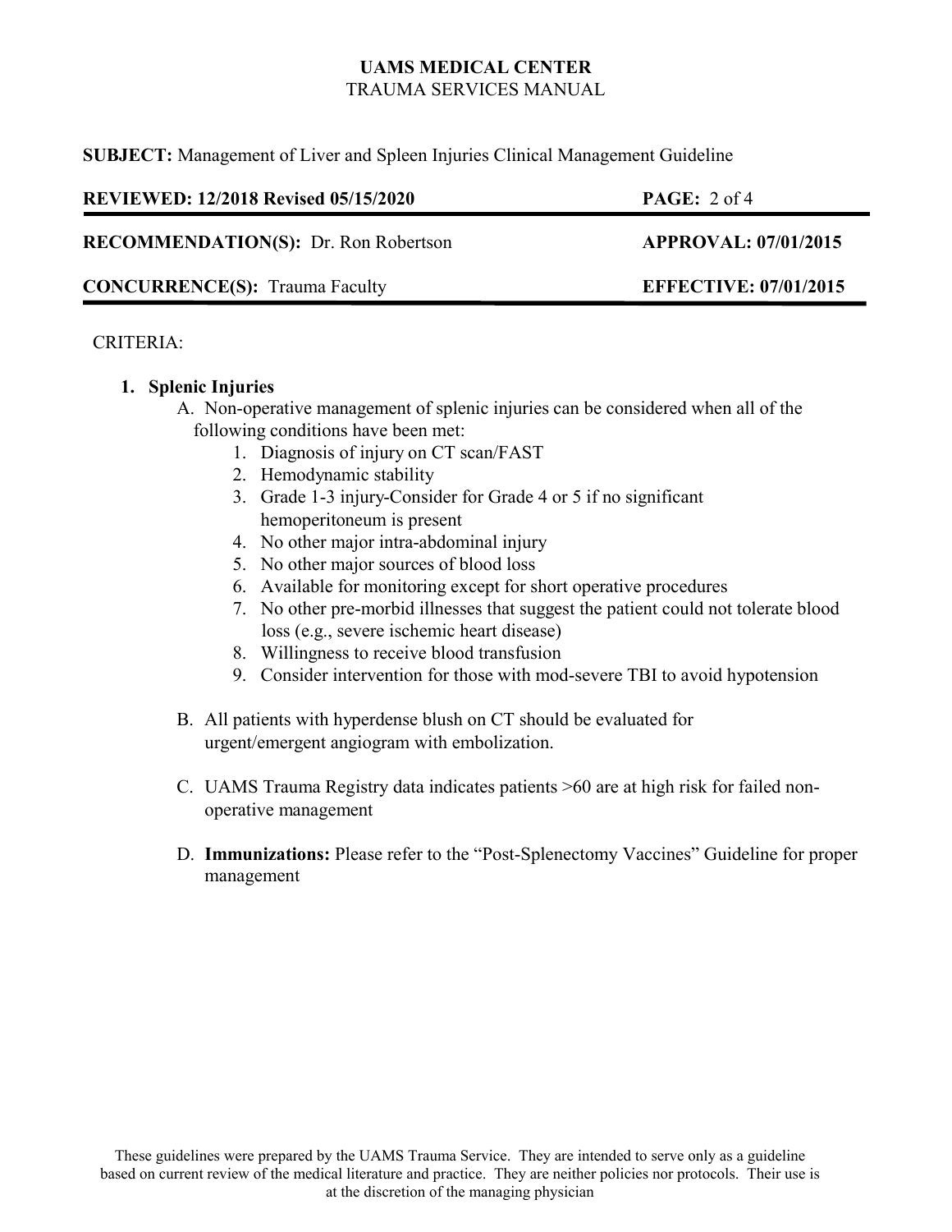CRITERIA:

1. **Splenic Injuries**

   A. Non-operative management of splenic injuries can be considered when all of the following conditions have been met:

      1. Diagnosis of injury on CT scan/FAST
      2. Hemodynamic stability
      3. Grade 1-3 injury-Consider for Grade 4 or 5 if no significant hemoperitoneum is present
      4. No other major intra-abdominal injury
      5. No other major sources of blood loss
      6. Available for monitoring except for short operative procedures
      7. No other pre-morbid illnesses that suggest the patient could not tolerate blood loss (e.g., severe ischemic heart disease)
      8. Willingness to receive blood transfusion
      9. Consider intervention for those with mod-severe TBI to avoid hypotension

   B. All patients with hyperdense blush on CT should be evaluated for urgent/emergent angiogram with embolization.

   C. UAMS Trauma Registry data indicates patients >60 are at high risk for failed non-operative management

   D. **Immunizations:** Please refer to the "Post-Splenectomy Vaccines" Guideline for proper management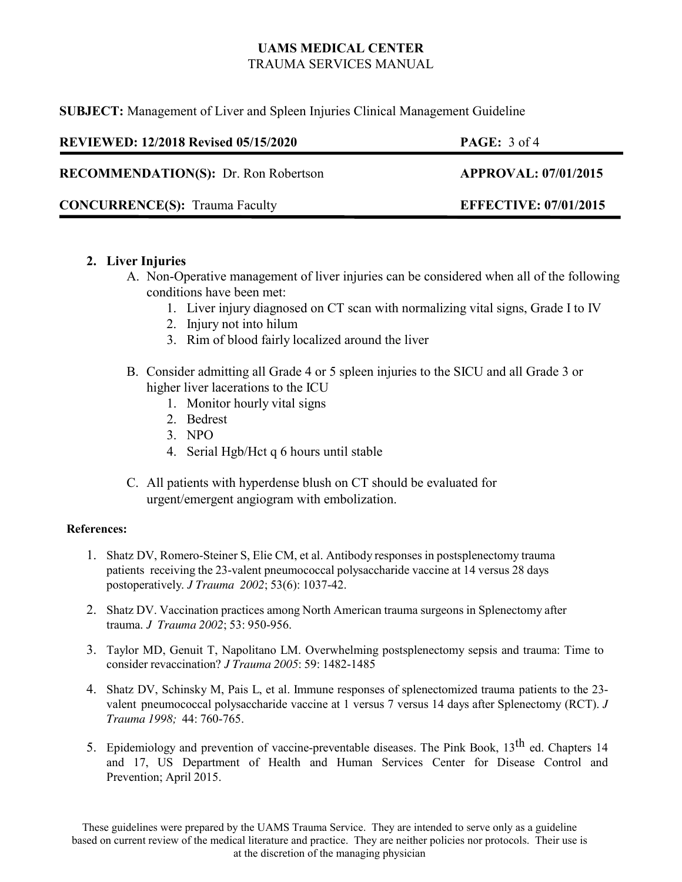2. **Liver Injuries**
   A. Non-Operative management of liver injuries can be considered when all of the following conditions have been met:
      1. Liver injury diagnosed on CT scan with normalizing vital signs, Grade I to IV
      2. Injury not into hilum
      3. Rim of blood fairly localized around the liver

   B. Consider admitting all Grade 4 or 5 spleen injuries to the SICU and all Grade 3 or higher liver lacerations to the ICU
      1. Monitor hourly vital signs
      2. Bedrest
      3. NPO
      4. Serial Hgb/Hct q 6 hours until stable

   C. All patients with hyperdense blush on CT should be evaluated for urgent/emergent angiogram with embolization.

**References:**

1. Shatz DV, Romero-Steiner S, Elie CM, et al. Antibody responses in postsplenectomy trauma patients receiving the 23-valent pneumococcal polysaccharide vaccine at 14 versus 28 days postoperatively. *J Trauma 2002*; 53(6): 1037-42.

2. Shatz DV. Vaccination practices among North American trauma surgeons in Splenectomy after trauma. *J Trauma 2002*; 53: 950-956.

3. Taylor MD, Genuit T, Napolitano LM. Overwhelming postsplenectomy sepsis and trauma: Time to consider revaccination? *J Trauma 2005*: 59: 1482-1485

4. Shatz DV, Schinsky M, Pais L, et al. Immune responses of splenectomized trauma patients to the 23-valent pneumococcal polysaccharide vaccine at 1 versus 7 versus 14 days after Splenectomy (RCT). *J Trauma 1998;* 44: 760-765.

5. Epidemiology and prevention of vaccine-preventable diseases. The Pink Book, 13th ed. Chapters 14 and 17, US Department of Health and Human Services Center for Disease Control and Prevention; April 2015.

These guidelines were prepared by the UAMS Trauma Service. They are intended to serve only as a guideline based on current review of the medical literature and practice. They are neither policies nor protocols. Their use is at the discretion of the managing physician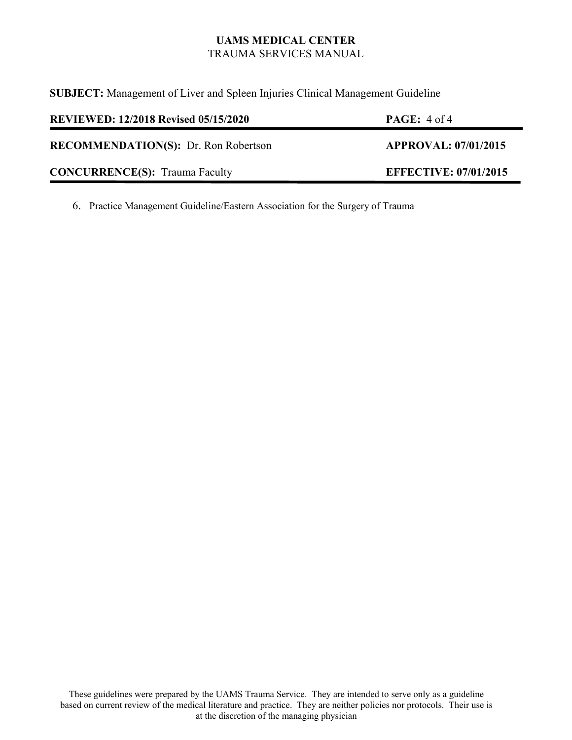6. Practice Management Guideline/Eastern Association for the Surgery of Trauma